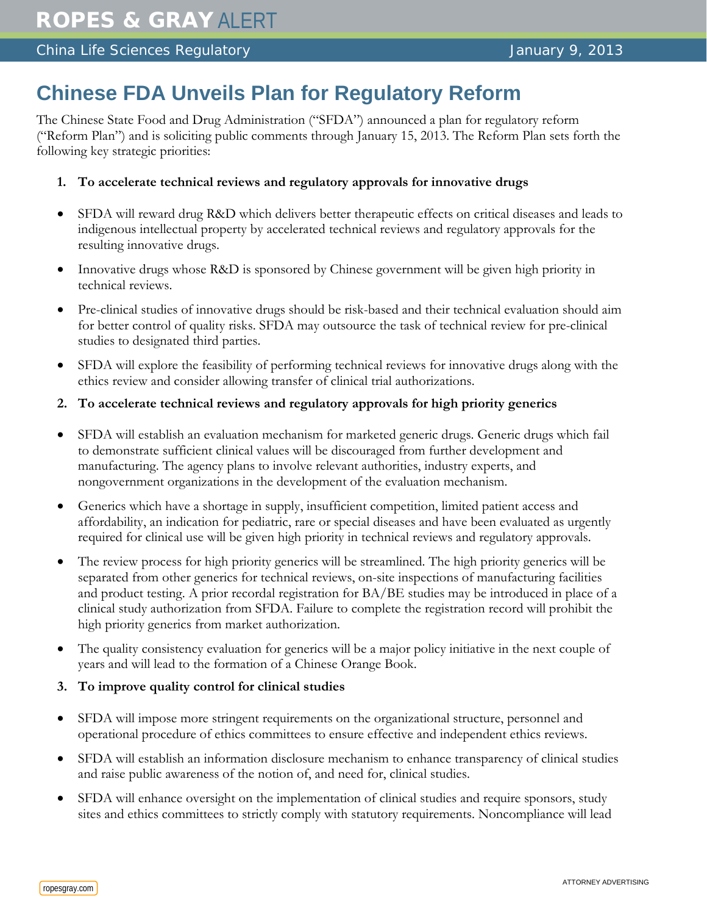# Chinese FDA Unveils Plan for Regulatory Reform

The Chinese State Food and Drug Administration ("SFDA") announced a plan for regulatory reform ("Reform Plan") and is soliciting public comments through January 15, 2013. The Reform Plan sets forth the following key strategic priorities:

1. **To accelerate technical reviews and regulatory approvals for innovative drugs**

- SFDA will reward drug R&D which delivers better therapeutic effects on critical diseases and leads to indigenous intellectual property by accelerated technical reviews and regulatory approvals for the resulting innovative drugs.
- Innovative drugs whose R&D is sponsored by Chinese government will be given high priority in technical reviews.
- Pre-clinical studies of innovative drugs should be risk-based and their technical evaluation should aim for better control of quality risks. SFDA may outsource the task of technical review for pre-clinical studies to designated third parties.
- SFDA will explore the feasibility of performing technical reviews for innovative drugs along with the ethics review and consider allowing transfer of clinical trial authorizations.

2. **To accelerate technical reviews and regulatory approvals for high priority generics**

- SFDA will establish an evaluation mechanism for marketed generic drugs. Generic drugs which fail to demonstrate sufficient clinical values will be discouraged from further development and manufacturing. The agency plans to involve relevant authorities, industry experts, and nongovernment organizations in the development of the evaluation mechanism.
- Generics which have a shortage in supply, insufficient competition, limited patient access and affordability, an indication for pediatric, rare or special diseases and have been evaluated as urgently required for clinical use will be given high priority in technical reviews and regulatory approvals.
- The review process for high priority generics will be streamlined. The high priority generics will be separated from other generics for technical reviews, on-site inspections of manufacturing facilities and product testing. A prior recordal registration for BA/BE studies may be introduced in place of a clinical study authorization from SFDA. Failure to complete the registration record will prohibit the high priority generics from market authorization.
- The quality consistency evaluation for generics will be a major policy initiative in the next couple of years and will lead to the formation of a Chinese Orange Book.

3. **To improve quality control for clinical studies**

- SFDA will impose more stringent requirements on the organizational structure, personnel and operational procedure of ethics committees to ensure effective and independent ethics reviews.
- SFDA will establish an information disclosure mechanism to enhance transparency of clinical studies and raise public awareness of the notion of, and need for, clinical studies.
- SFDA will enhance oversight on the implementation of clinical studies and require sponsors, study sites and ethics committees to strictly comply with statutory requirements. Noncompliance will lead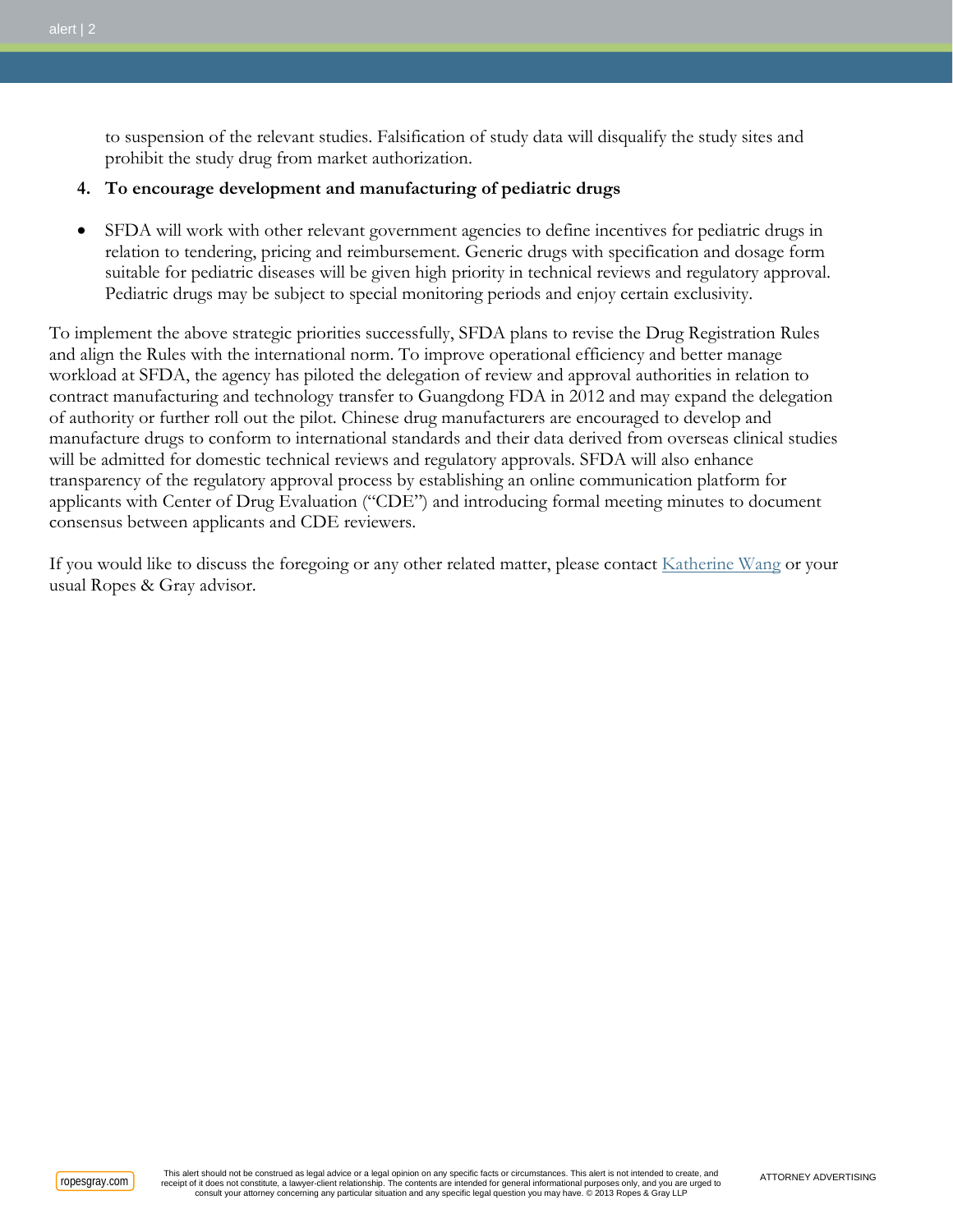to suspension of the relevant studies. Falsification of study data will disqualify the study sites and prohibit the study drug from market authorization.

4. **To encourage development and manufacturing of pediatric drugs**

- SFDA will work with other relevant government agencies to define incentives for pediatric drugs in relation to tendering, pricing and reimbursement. Generic drugs with specification and dosage form suitable for pediatric diseases will be given high priority in technical reviews and regulatory approval. Pediatric drugs may be subject to special monitoring periods and enjoy certain exclusivity.

To implement the above strategic priorities successfully, SFDA plans to revise the Drug Registration Rules and align the Rules with the international norm. To improve operational efficiency and better manage workload at SFDA, the agency has piloted the delegation of review and approval authorities in relation to contract manufacturing and technology transfer to Guangdong FDA in 2012 and may expand the delegation of authority or further roll out the pilot. Chinese drug manufacturers are encouraged to develop and manufacture drugs to conform to international standards and their data derived from overseas clinical studies will be admitted for domestic technical reviews and regulatory approvals. SFDA will also enhance transparency of the regulatory approval process by establishing an online communication platform for applicants with Center of Drug Evaluation ("CDE") and introducing formal meeting minutes to document consensus between applicants and CDE reviewers.

If you would like to discuss the foregoing or any other related matter, please contact Katherine Wang or your usual Ropes & Gray advisor.

This alert should not be construed as legal advice or a legal opinion on any specific facts or circumstances. This alert is not intended to create, and receipt of it does not constitute, a lawyer-client relationship. The contents are intended for general informational purposes only, and you are urged to consult your attorney concerning any particular situation and any specific legal question you may have. © 2013 Ropes & Gray LLP

ATTORNEY ADVERTISING